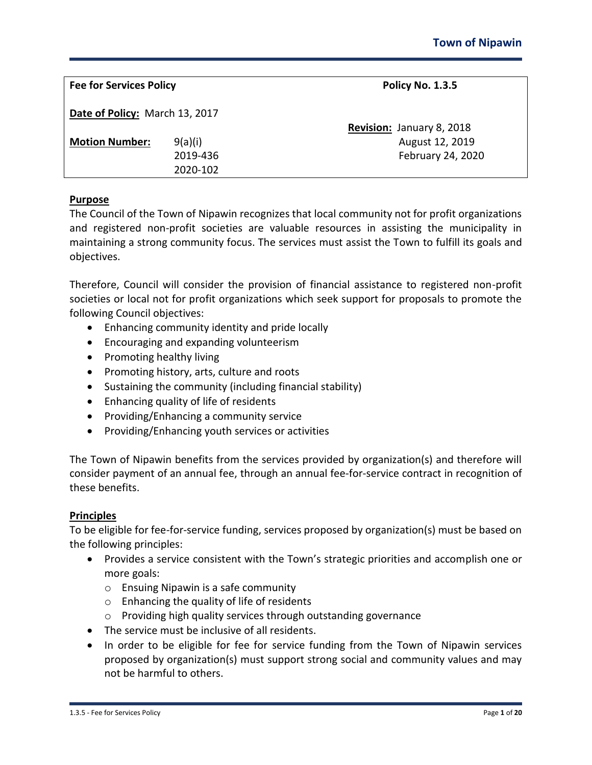**Town of Nipawin**

| **Fee for Services Policy** | | **Policy No. 1.3.5** |
|---|---|---|
| **Date of Policy:** March 13, 2017 | | |
| | | **Revision:** January 8, 2018 |
| **Motion Number:** | 9(a)(i) | August 12, 2019 |
| | 2019-436 | February 24, 2020 |
| | 2020-102 | |

## Purpose

The Council of the Town of Nipawin recognizes that local community not for profit organizations and registered non-profit societies are valuable resources in assisting the municipality in maintaining a strong community focus. The services must assist the Town to fulfill its goals and objectives.

Therefore, Council will consider the provision of financial assistance to registered non-profit societies or local not for profit organizations which seek support for proposals to promote the following Council objectives:

- Enhancing community identity and pride locally
- Encouraging and expanding volunteerism
- Promoting healthy living
- Promoting history, arts, culture and roots
- Sustaining the community (including financial stability)
- Enhancing quality of life of residents
- Providing/Enhancing a community service
- Providing/Enhancing youth services or activities

The Town of Nipawin benefits from the services provided by organization(s) and therefore will consider payment of an annual fee, through an annual fee-for-service contract in recognition of these benefits.

## Principles

To be eligible for fee-for-service funding, services proposed by organization(s) must be based on the following principles:

- Provides a service consistent with the Town's strategic priorities and accomplish one or more goals:
  - Ensuing Nipawin is a safe community
  - Enhancing the quality of life of residents
  - Providing high quality services through outstanding governance
- The service must be inclusive of all residents.
- In order to be eligible for fee for service funding from the Town of Nipawin services proposed by organization(s) must support strong social and community values and may not be harmful to others.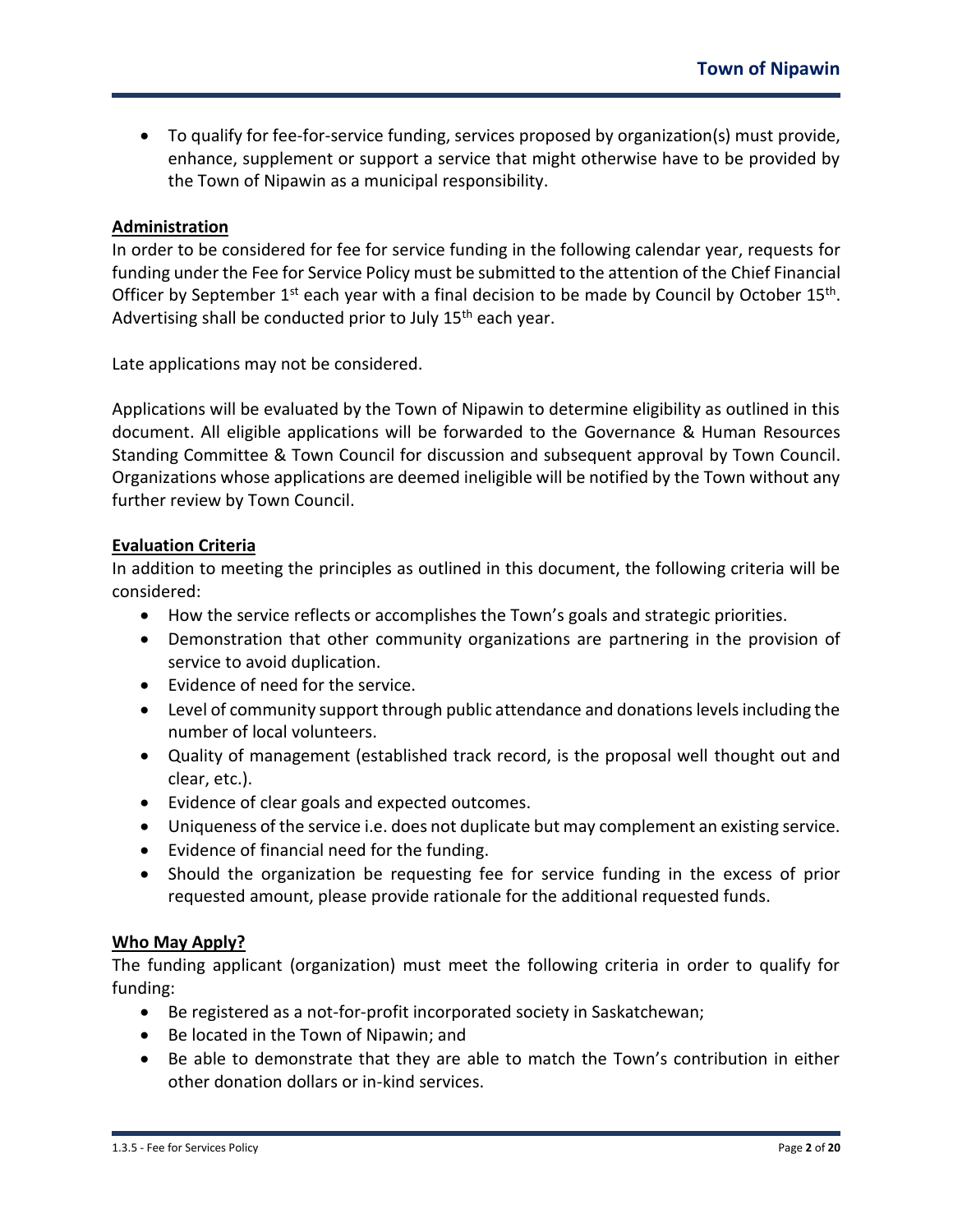- To qualify for fee-for-service funding, services proposed by organization(s) must provide, enhance, supplement or support a service that might otherwise have to be provided by the Town of Nipawin as a municipal responsibility.

## Administration

In order to be considered for fee for service funding in the following calendar year, requests for funding under the Fee for Service Policy must be submitted to the attention of the Chief Financial Officer by September 1st each year with a final decision to be made by Council by October 15th. Advertising shall be conducted prior to July 15th each year.

Late applications may not be considered.

Applications will be evaluated by the Town of Nipawin to determine eligibility as outlined in this document. All eligible applications will be forwarded to the Governance & Human Resources Standing Committee & Town Council for discussion and subsequent approval by Town Council. Organizations whose applications are deemed ineligible will be notified by the Town without any further review by Town Council.

## Evaluation Criteria

In addition to meeting the principles as outlined in this document, the following criteria will be considered:

- How the service reflects or accomplishes the Town's goals and strategic priorities.
- Demonstration that other community organizations are partnering in the provision of service to avoid duplication.
- Evidence of need for the service.
- Level of community support through public attendance and donations levels including the number of local volunteers.
- Quality of management (established track record, is the proposal well thought out and clear, etc.).
- Evidence of clear goals and expected outcomes.
- Uniqueness of the service i.e. does not duplicate but may complement an existing service.
- Evidence of financial need for the funding.
- Should the organization be requesting fee for service funding in the excess of prior requested amount, please provide rationale for the additional requested funds.

## Who May Apply?

The funding applicant (organization) must meet the following criteria in order to qualify for funding:

- Be registered as a not-for-profit incorporated society in Saskatchewan;
- Be located in the Town of Nipawin; and
- Be able to demonstrate that they are able to match the Town's contribution in either other donation dollars or in-kind services.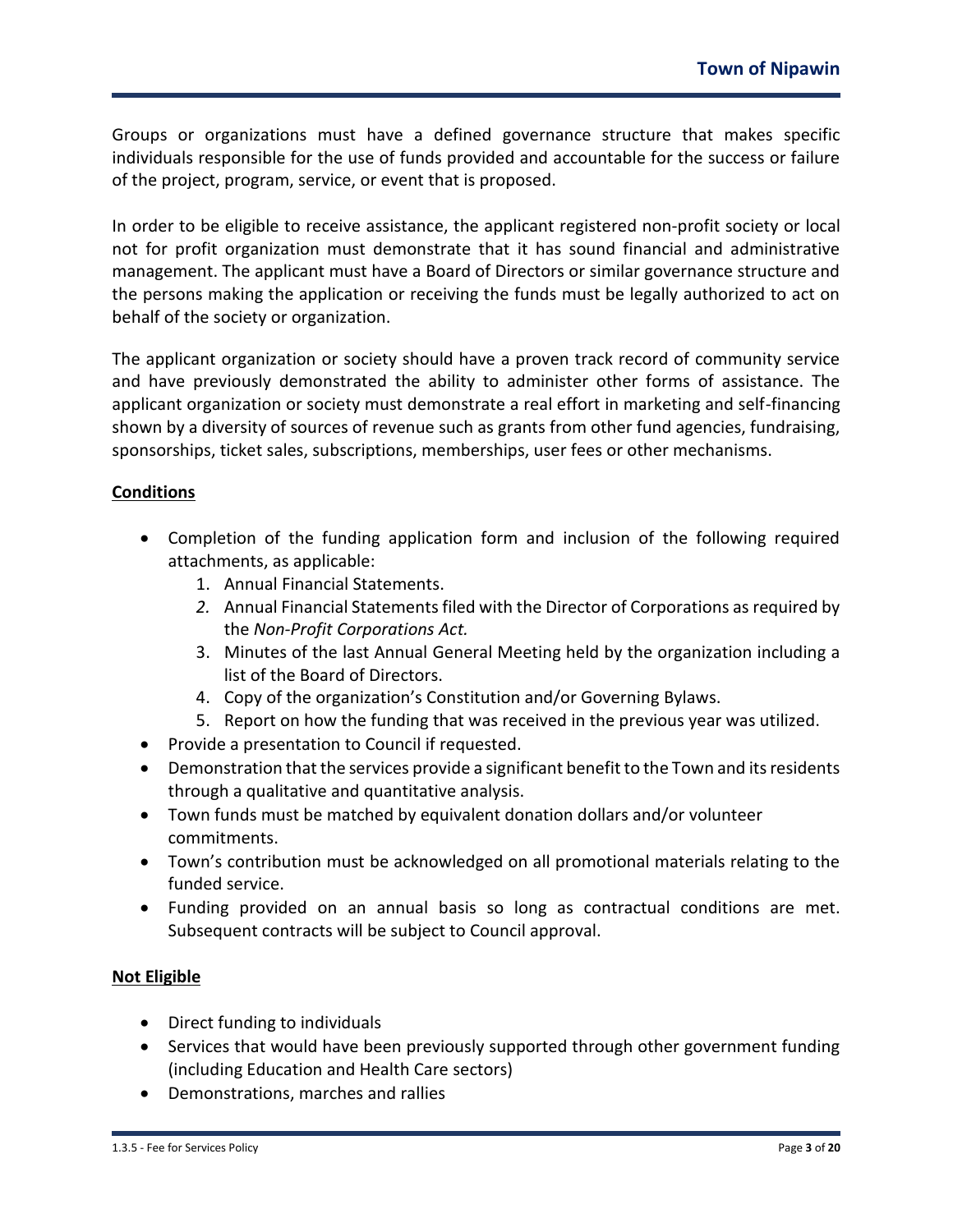Groups or organizations must have a defined governance structure that makes specific individuals responsible for the use of funds provided and accountable for the success or failure of the project, program, service, or event that is proposed.

In order to be eligible to receive assistance, the applicant registered non-profit society or local not for profit organization must demonstrate that it has sound financial and administrative management. The applicant must have a Board of Directors or similar governance structure and the persons making the application or receiving the funds must be legally authorized to act on behalf of the society or organization.

The applicant organization or society should have a proven track record of community service and have previously demonstrated the ability to administer other forms of assistance. The applicant organization or society must demonstrate a real effort in marketing and self-financing shown by a diversity of sources of revenue such as grants from other fund agencies, fundraising, sponsorships, ticket sales, subscriptions, memberships, user fees or other mechanisms.

**Conditions**

- Completion of the funding application form and inclusion of the following required attachments, as applicable:
  1. Annual Financial Statements.
  2. Annual Financial Statements filed with the Director of Corporations as required by the *Non-Profit Corporations Act.*
  3. Minutes of the last Annual General Meeting held by the organization including a list of the Board of Directors.
  4. Copy of the organization's Constitution and/or Governing Bylaws.
  5. Report on how the funding that was received in the previous year was utilized.
- Provide a presentation to Council if requested.
- Demonstration that the services provide a significant benefit to the Town and its residents through a qualitative and quantitative analysis.
- Town funds must be matched by equivalent donation dollars and/or volunteer commitments.
- Town's contribution must be acknowledged on all promotional materials relating to the funded service.
- Funding provided on an annual basis so long as contractual conditions are met. Subsequent contracts will be subject to Council approval.

**Not Eligible**

- Direct funding to individuals
- Services that would have been previously supported through other government funding (including Education and Health Care sectors)
- Demonstrations, marches and rallies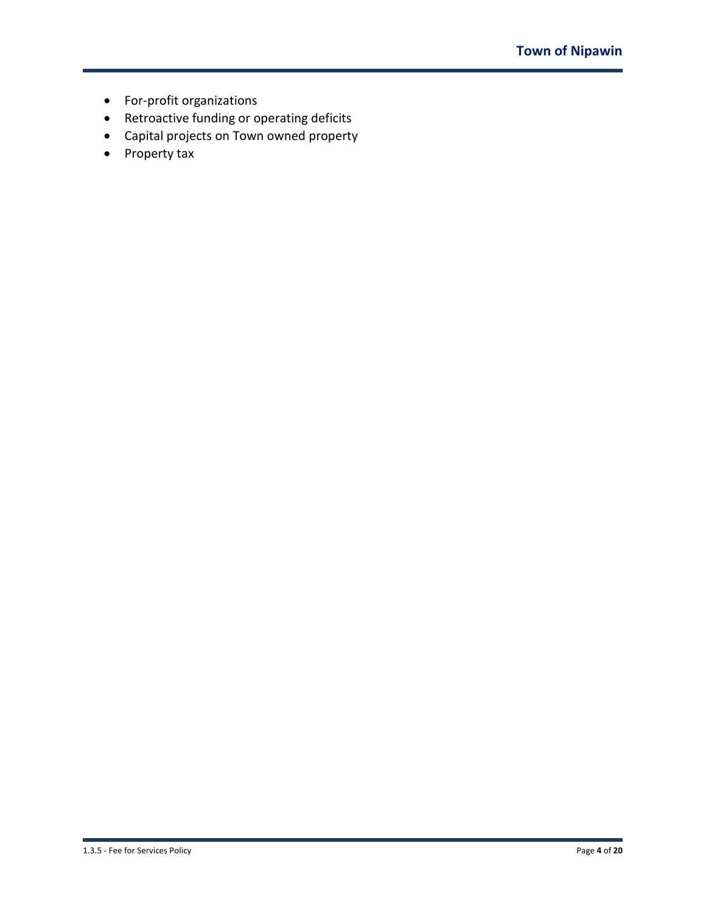- For-profit organizations
- Retroactive funding or operating deficits
- Capital projects on Town owned property
- Property tax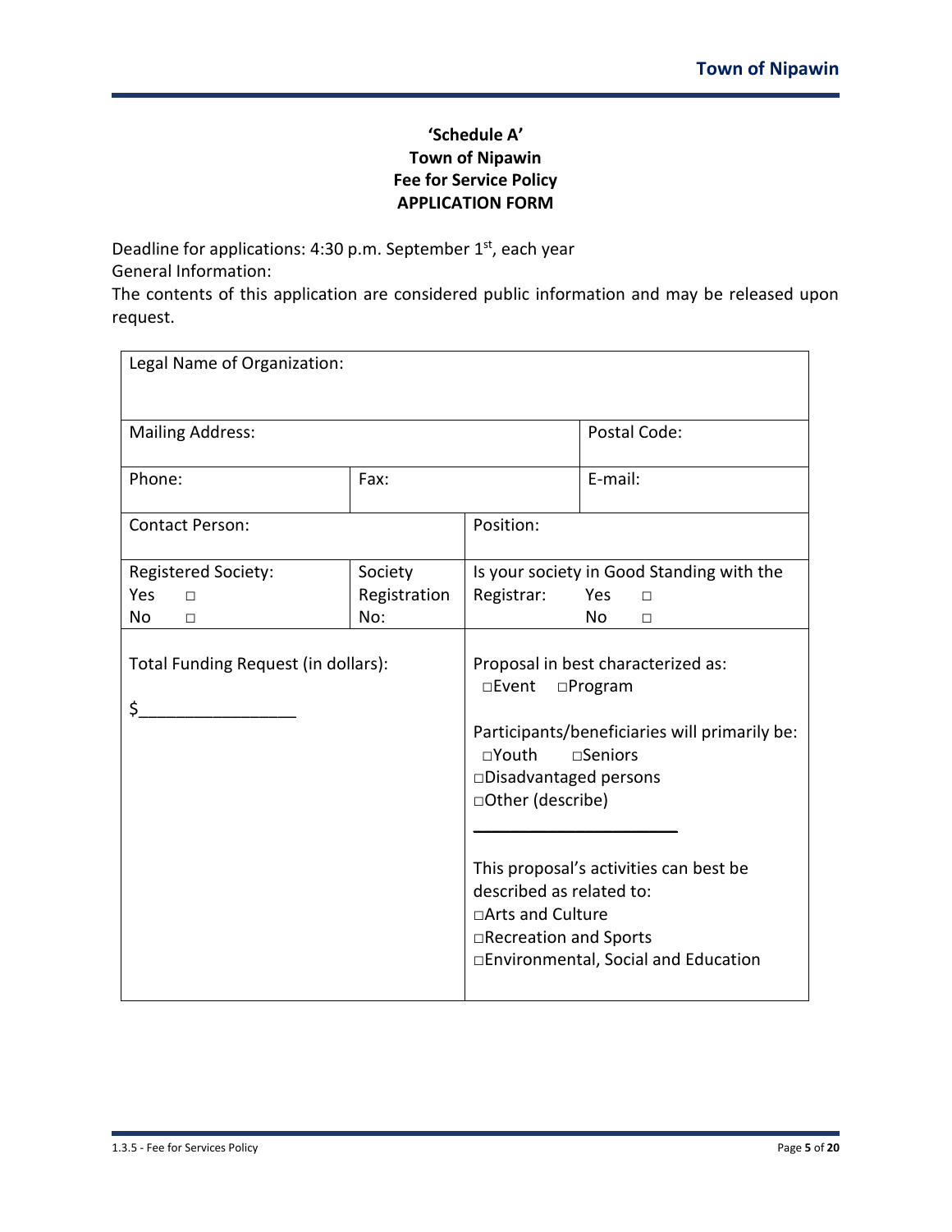**'Schedule A'**
**Town of Nipawin**
**Fee for Service Policy**
**APPLICATION FORM**

Deadline for applications: 4:30 p.m. September 1st, each year

General Information:

The contents of this application are considered public information and may be released upon request.

| Legal Name of Organization: | | | |
|---|---|---|---|
| Mailing Address: | | | Postal Code: |
| Phone: | Fax: | | E-mail: |
| Contact Person: | | Position: | |
| Registered Society:<br>Yes □<br>No □ | Society Registration No: | Is your society in Good Standing with the Registrar: Yes □ No □ | |
| Total Funding Request (in dollars):<br><br>$________________ | | Proposal in best characterized as:<br>□Event □Program<br><br>Participants/beneficiaries will primarily be:<br>□Youth □Seniors<br>□Disadvantaged persons<br>□Other (describe)<br>______________________<br><br>This proposal's activities can best be described as related to:<br>□Arts and Culture<br>□Recreation and Sports<br>□Environmental, Social and Education | |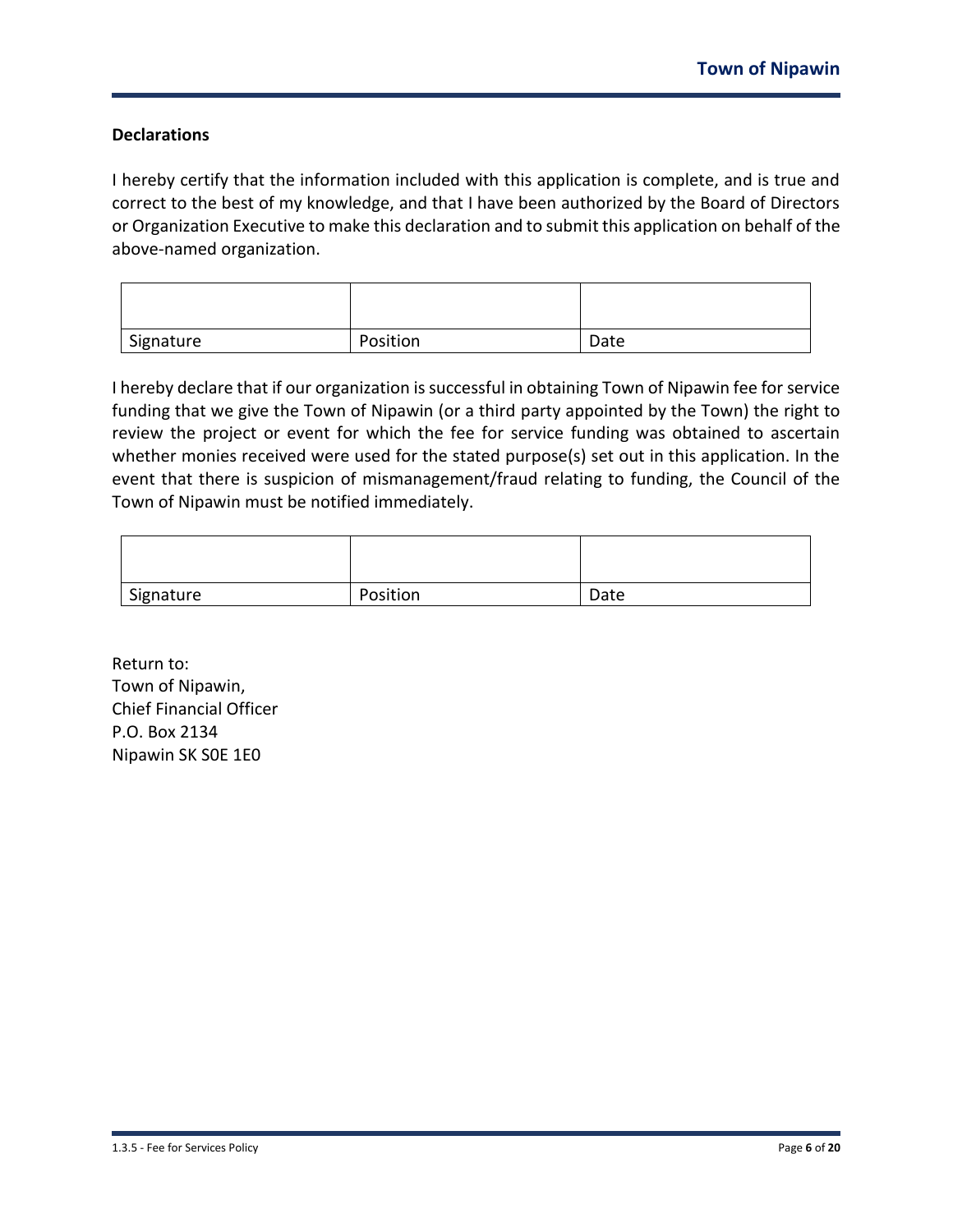**Declarations**

I hereby certify that the information included with this application is complete, and is true and correct to the best of my knowledge, and that I have been authorized by the Board of Directors or Organization Executive to make this declaration and to submit this application on behalf of the above-named organization.

| | | |
|---|---|---|
| Signature | Position | Date |

I hereby declare that if our organization is successful in obtaining Town of Nipawin fee for service funding that we give the Town of Nipawin (or a third party appointed by the Town) the right to review the project or event for which the fee for service funding was obtained to ascertain whether monies received were used for the stated purpose(s) set out in this application. In the event that there is suspicion of mismanagement/fraud relating to funding, the Council of the Town of Nipawin must be notified immediately.

| | | |
|---|---|---|
| Signature | Position | Date |

Return to:
Town of Nipawin,
Chief Financial Officer
P.O. Box 2134
Nipawin SK S0E 1E0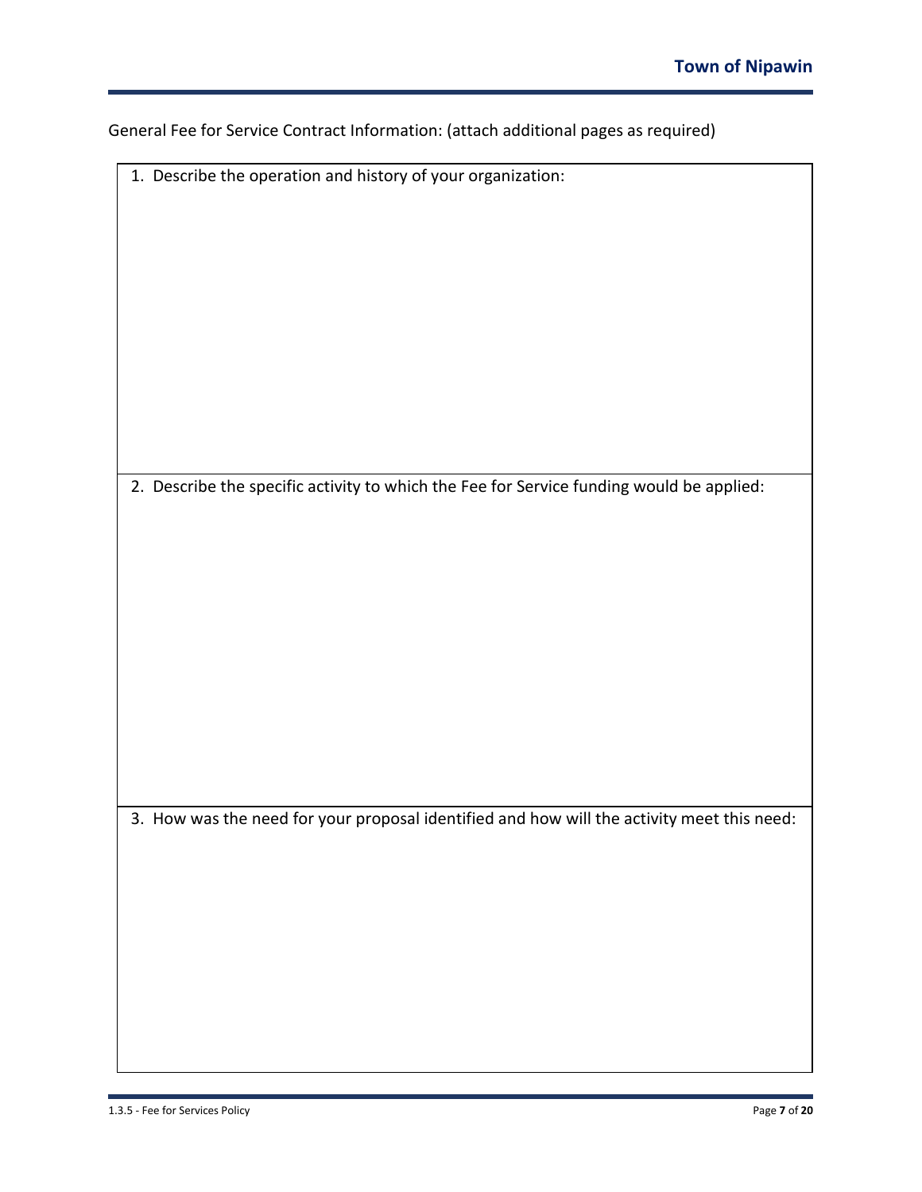General Fee for Service Contract Information: (attach additional pages as required)

1. Describe the operation and history of your organization:

2. Describe the specific activity to which the Fee for Service funding would be applied:

3. How was the need for your proposal identified and how will the activity meet this need: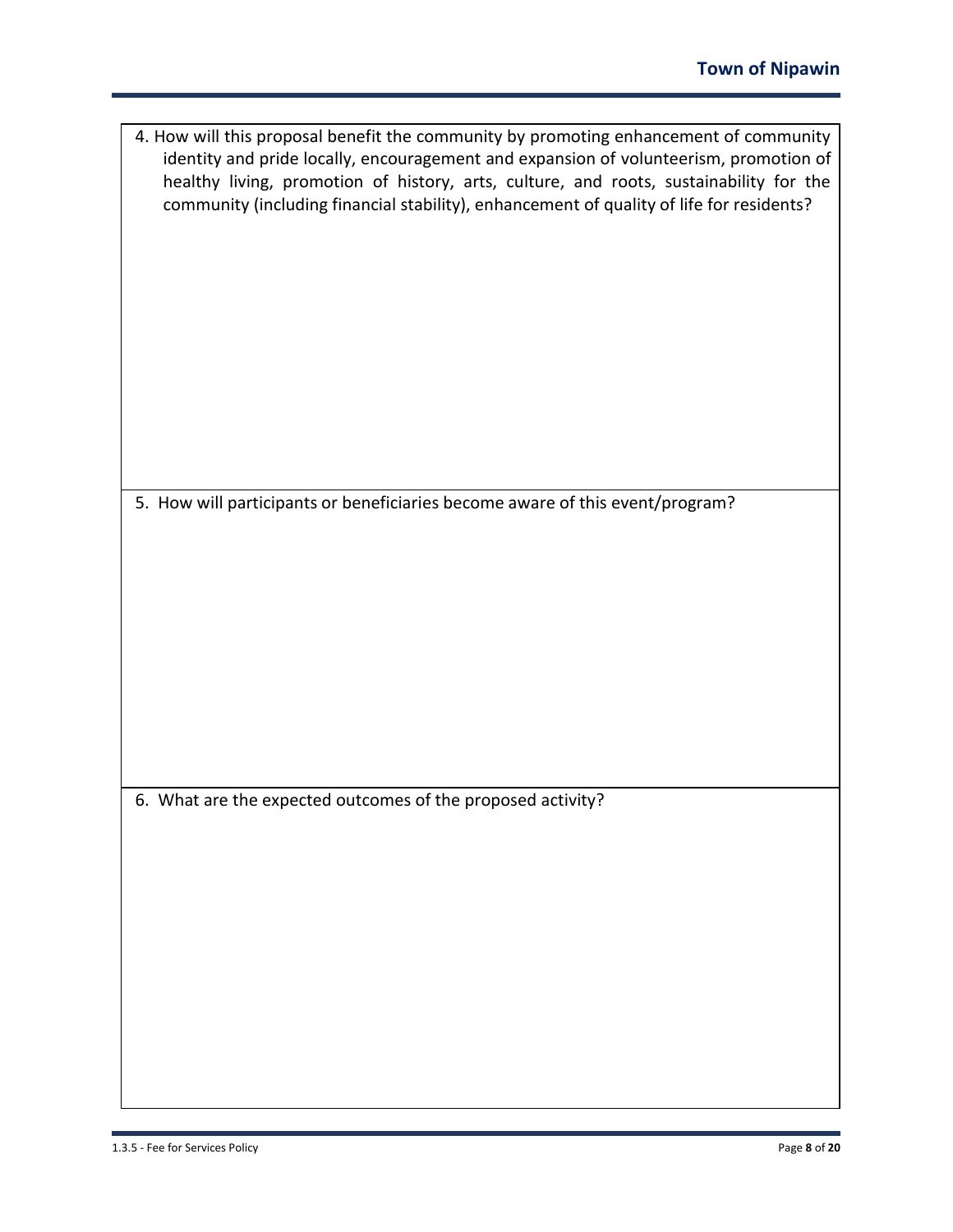4. How will this proposal benefit the community by promoting enhancement of community identity and pride locally, encouragement and expansion of volunteerism, promotion of healthy living, promotion of history, arts, culture, and roots, sustainability for the community (including financial stability), enhancement of quality of life for residents?

5. How will participants or beneficiaries become aware of this event/program?

6. What are the expected outcomes of the proposed activity?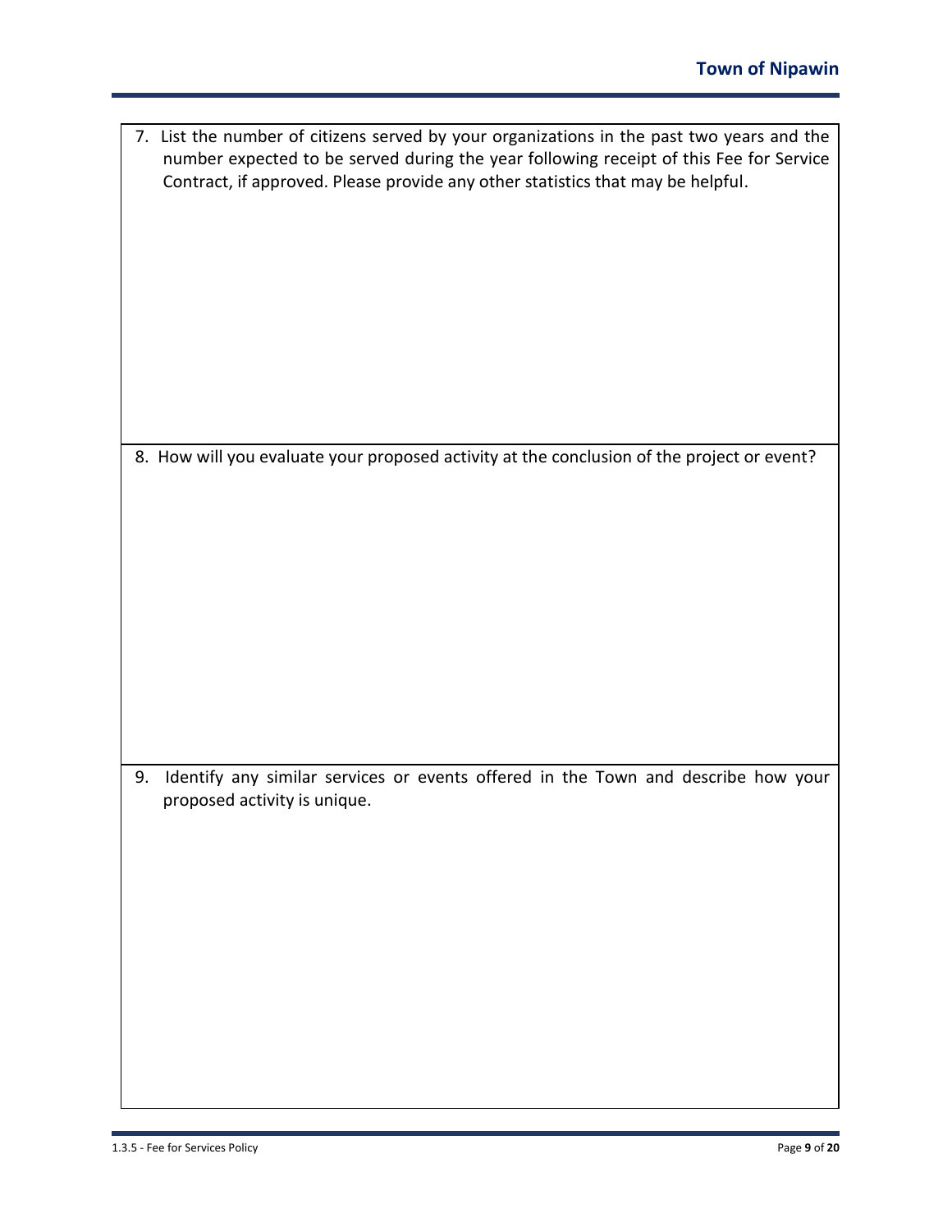7. List the number of citizens served by your organizations in the past two years and the number expected to be served during the year following receipt of this Fee for Service Contract, if approved. Please provide any other statistics that may be helpful.

8. How will you evaluate your proposed activity at the conclusion of the project or event?

9. Identify any similar services or events offered in the Town and describe how your proposed activity is unique.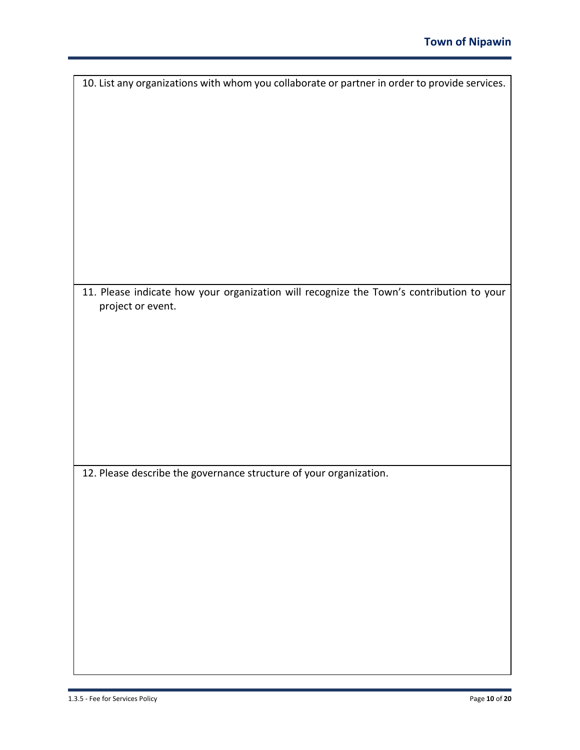10. List any organizations with whom you collaborate or partner in order to provide services.

11. Please indicate how your organization will recognize the Town's contribution to your project or event.

12. Please describe the governance structure of your organization.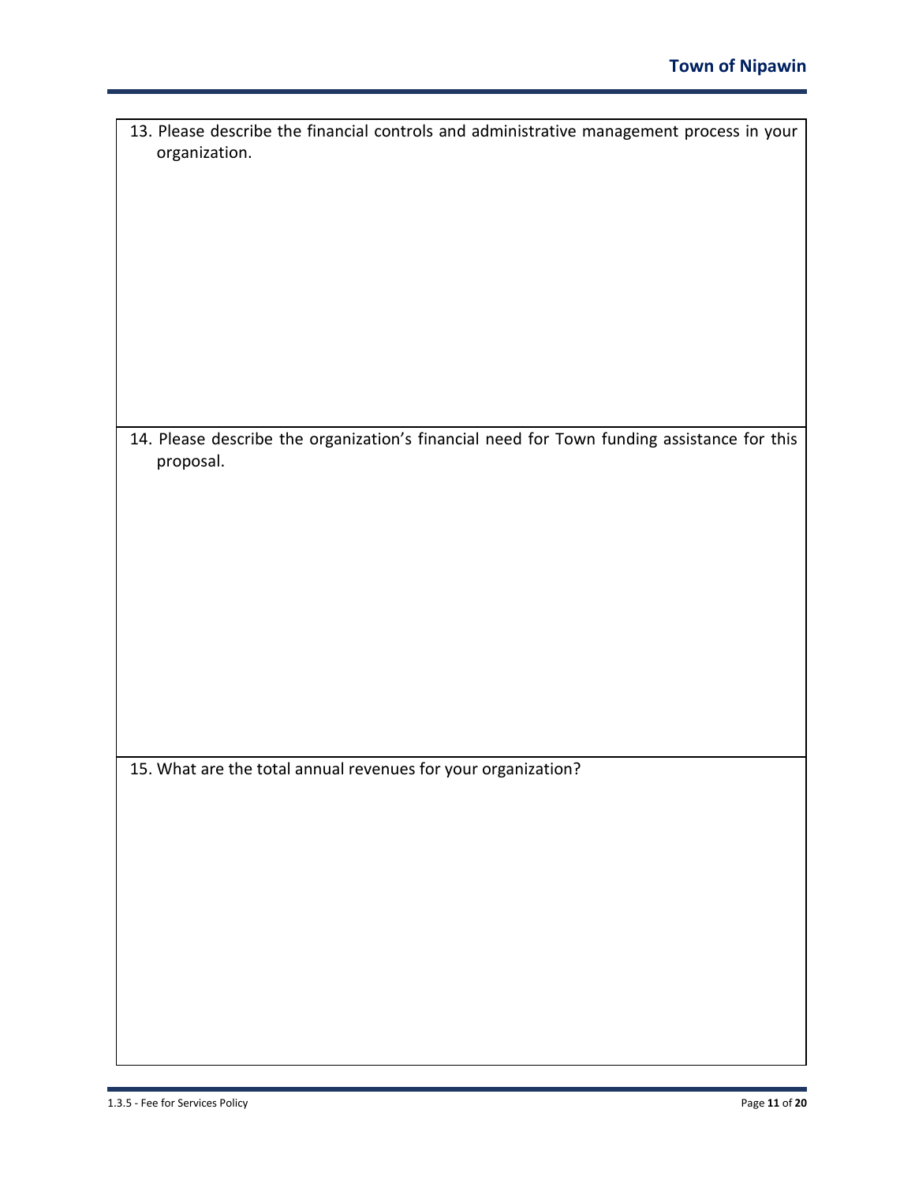13. Please describe the financial controls and administrative management process in your organization.

14. Please describe the organization's financial need for Town funding assistance for this proposal.

15. What are the total annual revenues for your organization?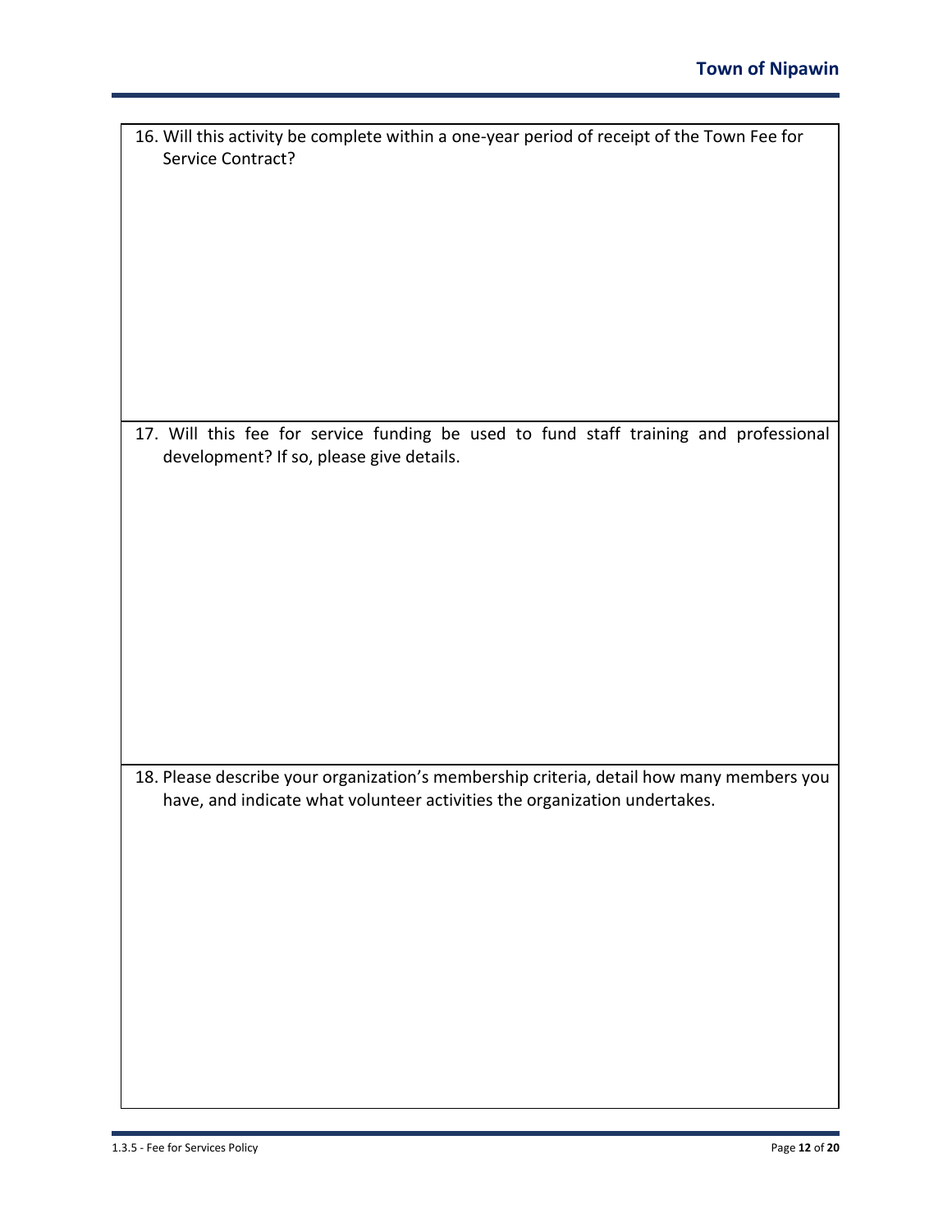16. Will this activity be complete within a one-year period of receipt of the Town Fee for Service Contract?

17. Will this fee for service funding be used to fund staff training and professional development? If so, please give details.

18. Please describe your organization's membership criteria, detail how many members you have, and indicate what volunteer activities the organization undertakes.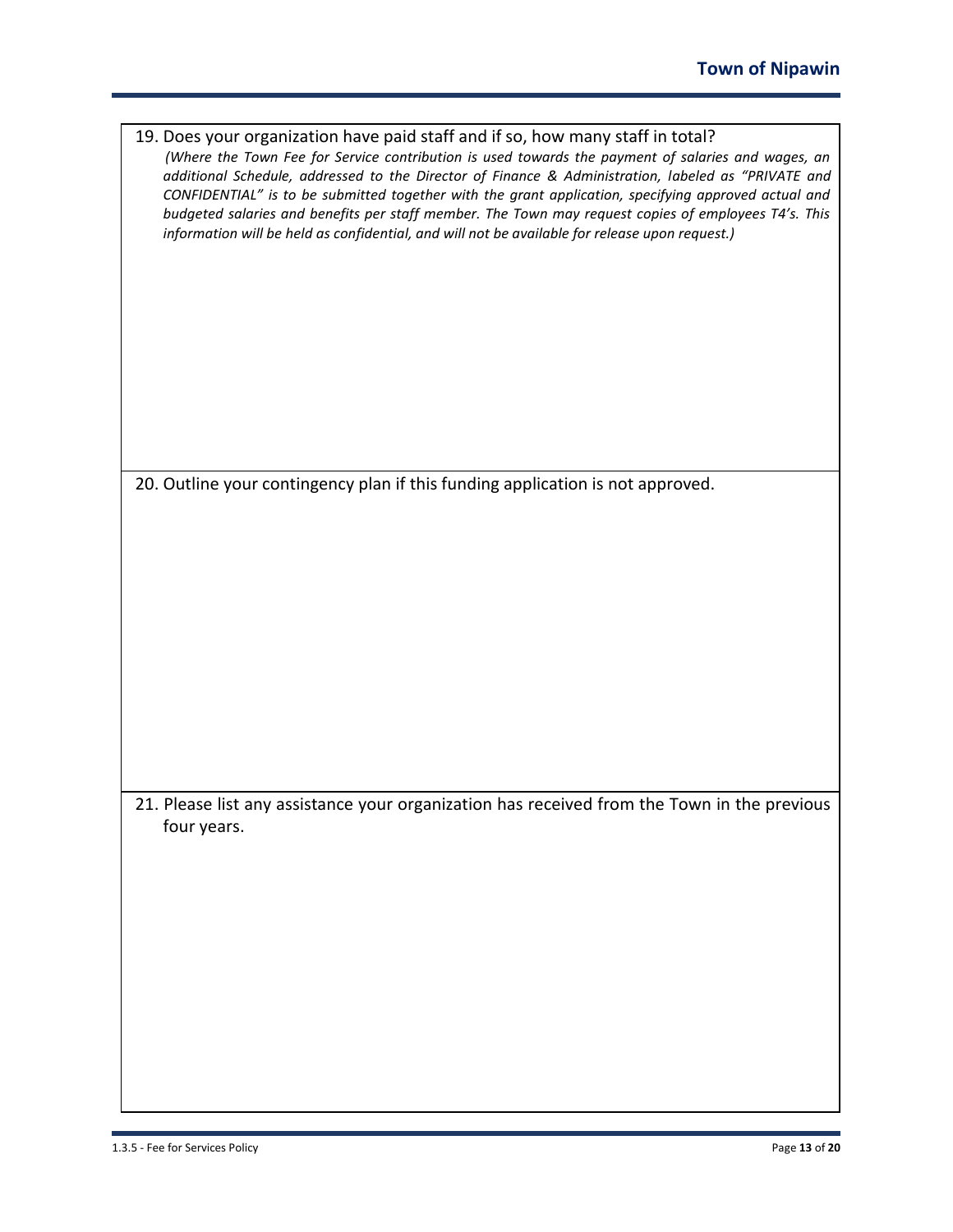19. Does your organization have paid staff and if so, how many staff in total?

    *(Where the Town Fee for Service contribution is used towards the payment of salaries and wages, an additional Schedule, addressed to the Director of Finance & Administration, labeled as "PRIVATE and CONFIDENTIAL" is to be submitted together with the grant application, specifying approved actual and budgeted salaries and benefits per staff member. The Town may request copies of employees T4's. This information will be held as confidential, and will not be available for release upon request.)*

20. Outline your contingency plan if this funding application is not approved.

21. Please list any assistance your organization has received from the Town in the previous four years.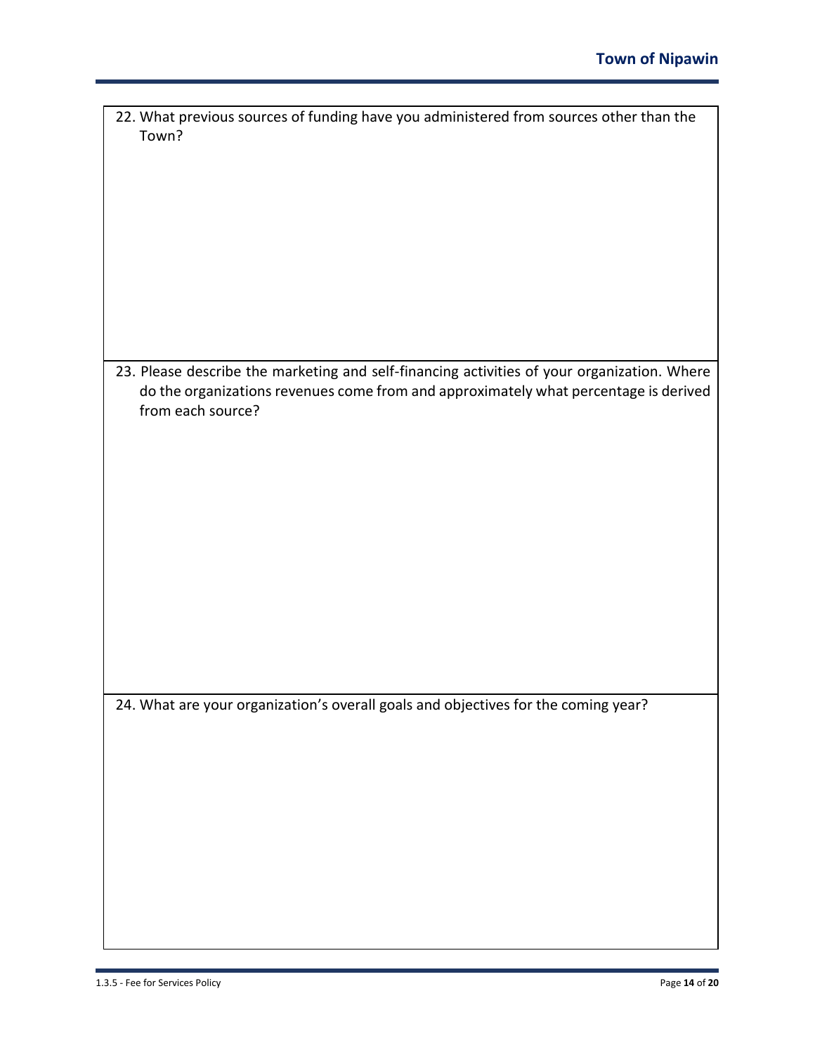22. What previous sources of funding have you administered from sources other than the Town?

23. Please describe the marketing and self-financing activities of your organization. Where do the organizations revenues come from and approximately what percentage is derived from each source?

24. What are your organization's overall goals and objectives for the coming year?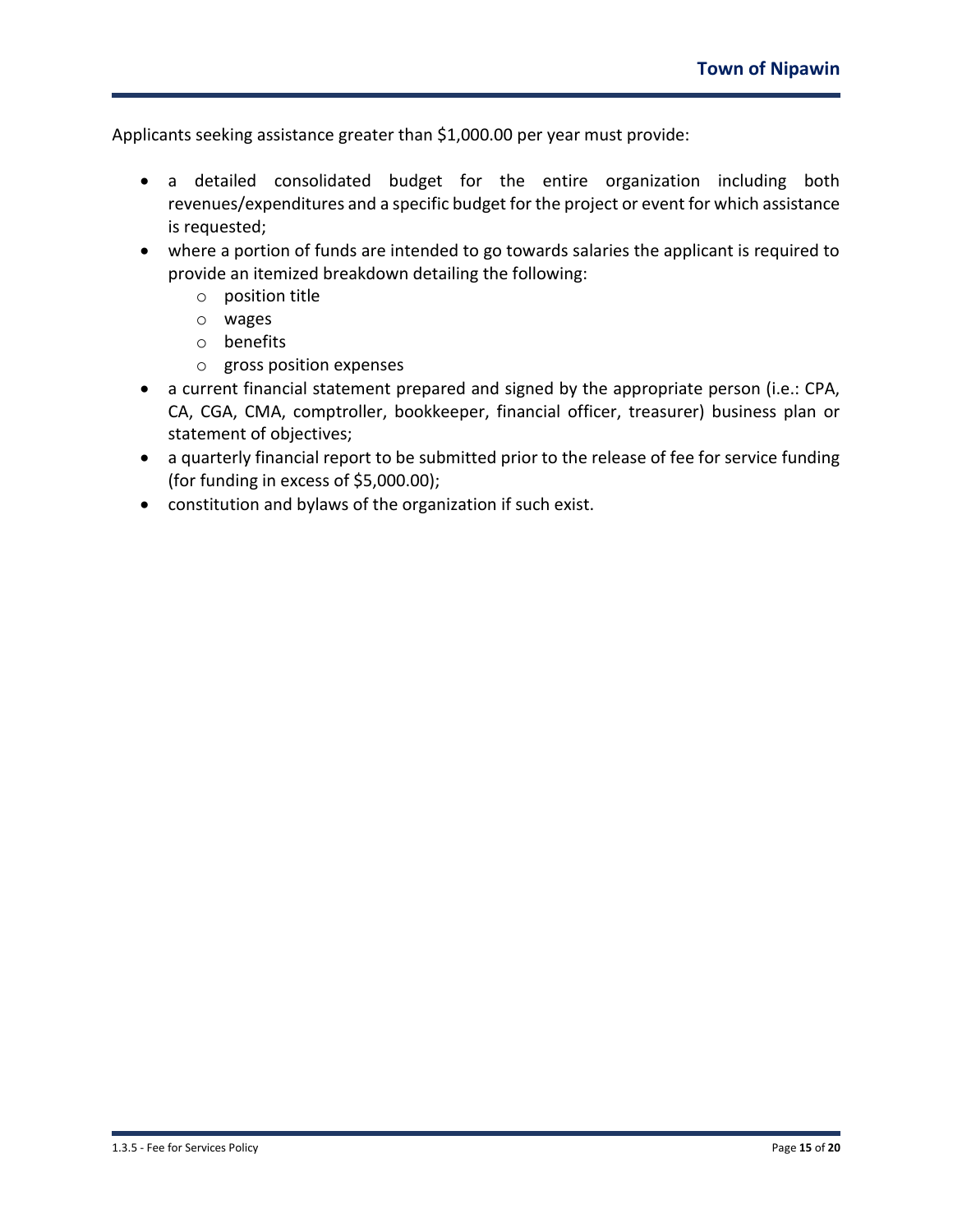Applicants seeking assistance greater than $1,000.00 per year must provide:

- a detailed consolidated budget for the entire organization including both revenues/expenditures and a specific budget for the project or event for which assistance is requested;
- where a portion of funds are intended to go towards salaries the applicant is required to provide an itemized breakdown detailing the following:
  - position title
  - wages
  - benefits
  - gross position expenses
- a current financial statement prepared and signed by the appropriate person (i.e.: CPA, CA, CGA, CMA, comptroller, bookkeeper, financial officer, treasurer) business plan or statement of objectives;
- a quarterly financial report to be submitted prior to the release of fee for service funding (for funding in excess of $5,000.00);
- constitution and bylaws of the organization if such exist.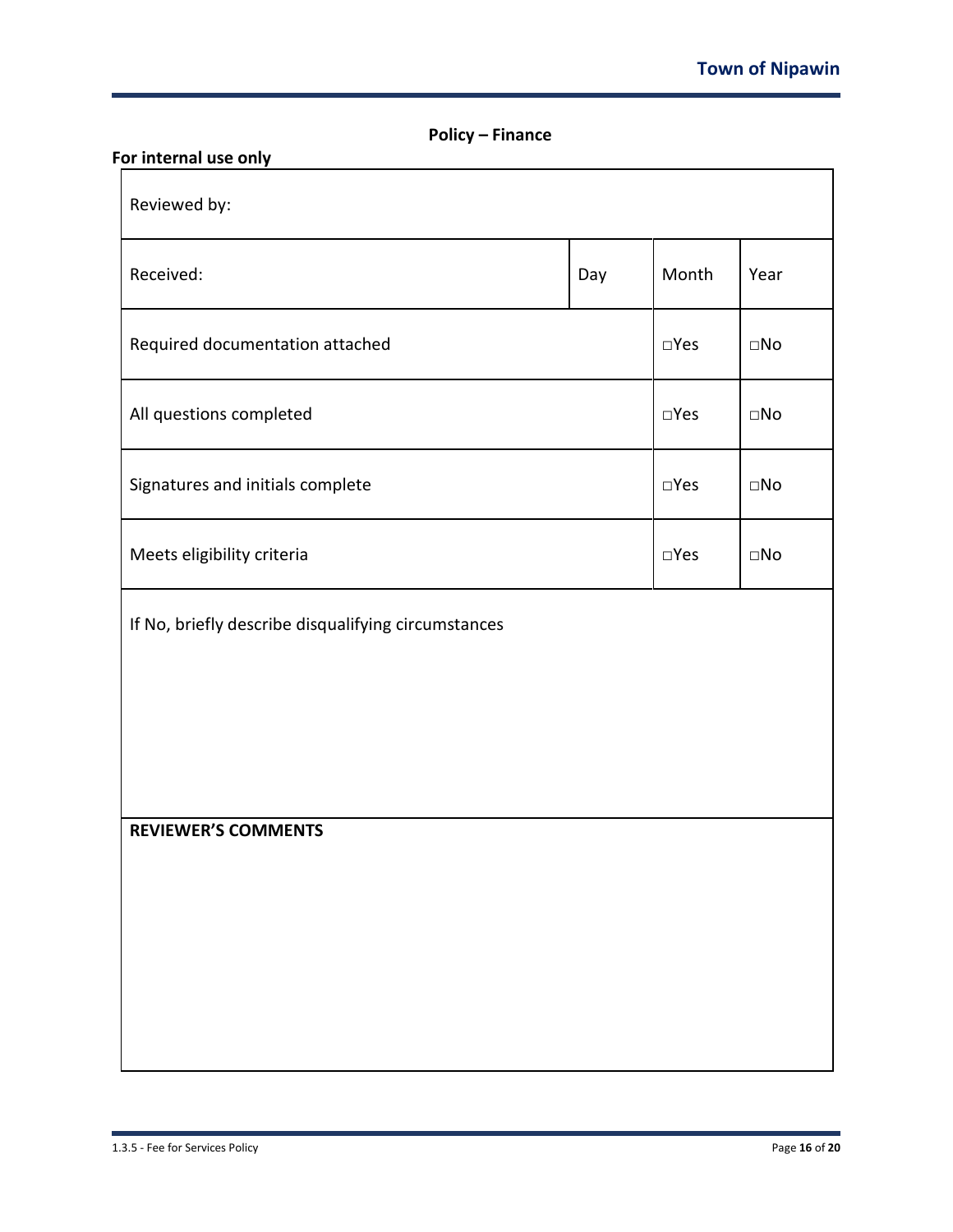**Policy – Finance**

**For internal use only**

| Reviewed by: | | | |
|---|---|---|---|
| Received: | Day | Month | Year |
| Required documentation attached | | □Yes | □No |
| All questions completed | | □Yes | □No |
| Signatures and initials complete | | □Yes | □No |
| Meets eligibility criteria | | □Yes | □No |
| If No, briefly describe disqualifying circumstances | | | |
| **REVIEWER'S COMMENTS** | | | |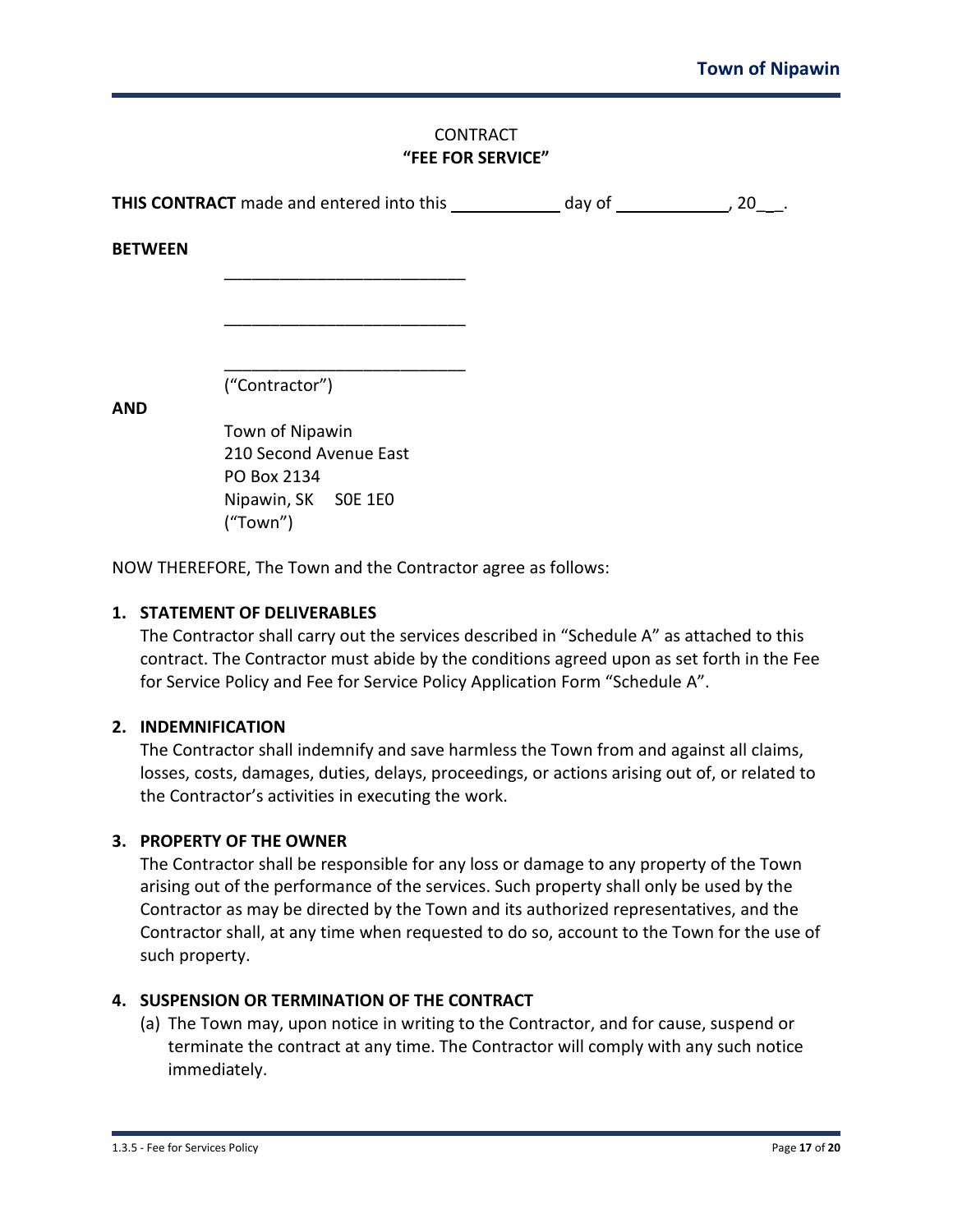CONTRACT
**"FEE FOR SERVICE"**

**THIS CONTRACT** made and entered into this ____________ day of ____________, 20__.

**BETWEEN**

__________________________

__________________________

__________________________
("Contractor")

**AND**

Town of Nipawin
210 Second Avenue East
PO Box 2134
Nipawin, SK S0E 1E0
("Town")

NOW THEREFORE, The Town and the Contractor agree as follows:

**1. STATEMENT OF DELIVERABLES**

The Contractor shall carry out the services described in "Schedule A" as attached to this contract. The Contractor must abide by the conditions agreed upon as set forth in the Fee for Service Policy and Fee for Service Policy Application Form "Schedule A".

**2. INDEMNIFICATION**

The Contractor shall indemnify and save harmless the Town from and against all claims, losses, costs, damages, duties, delays, proceedings, or actions arising out of, or related to the Contractor's activities in executing the work.

**3. PROPERTY OF THE OWNER**

The Contractor shall be responsible for any loss or damage to any property of the Town arising out of the performance of the services. Such property shall only be used by the Contractor as may be directed by the Town and its authorized representatives, and the Contractor shall, at any time when requested to do so, account to the Town for the use of such property.

**4. SUSPENSION OR TERMINATION OF THE CONTRACT**

(a) The Town may, upon notice in writing to the Contractor, and for cause, suspend or terminate the contract at any time. The Contractor will comply with any such notice immediately.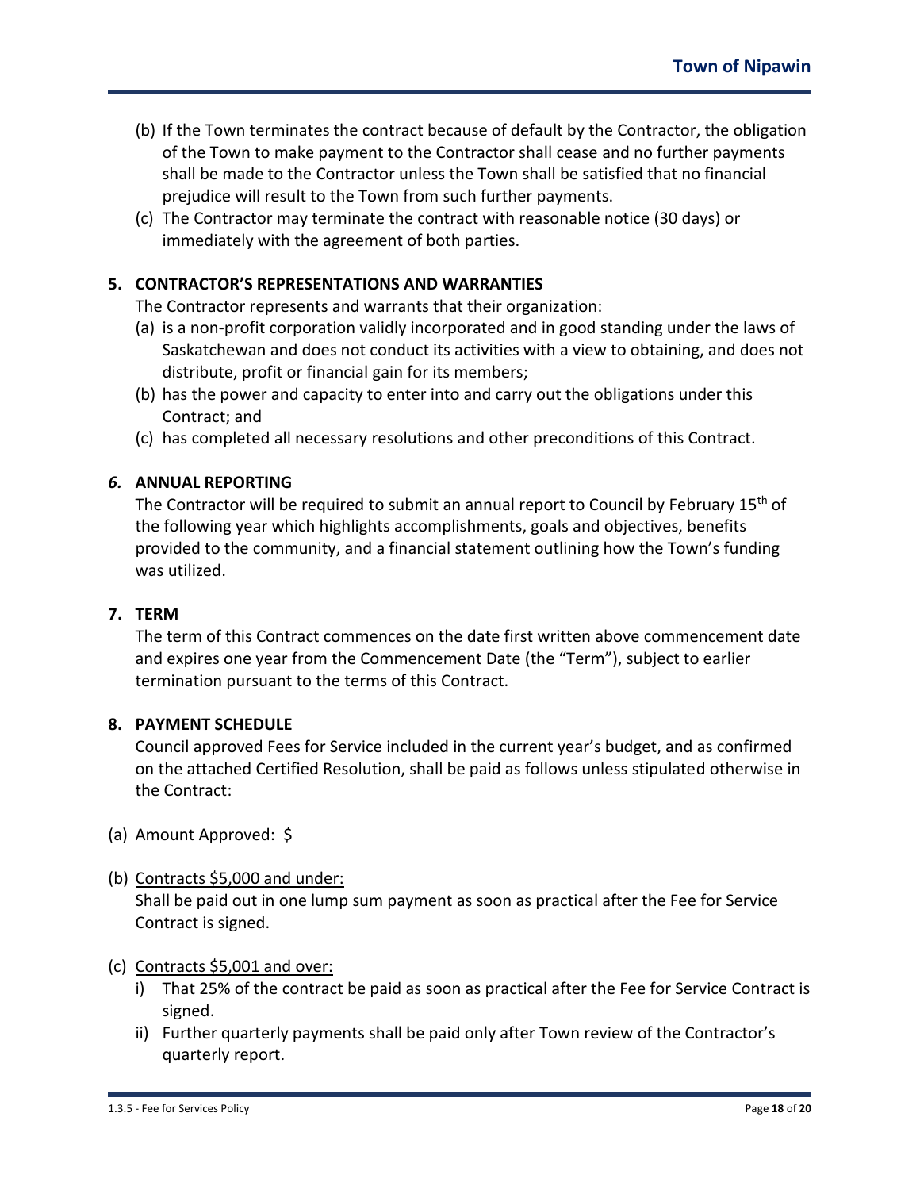(b) If the Town terminates the contract because of default by the Contractor, the obligation of the Town to make payment to the Contractor shall cease and no further payments shall be made to the Contractor unless the Town shall be satisfied that no financial prejudice will result to the Town from such further payments.

(c) The Contractor may terminate the contract with reasonable notice (30 days) or immediately with the agreement of both parties.

**5. CONTRACTOR'S REPRESENTATIONS AND WARRANTIES**

The Contractor represents and warrants that their organization:

(a) is a non-profit corporation validly incorporated and in good standing under the laws of Saskatchewan and does not conduct its activities with a view to obtaining, and does not distribute, profit or financial gain for its members;

(b) has the power and capacity to enter into and carry out the obligations under this Contract; and

(c) has completed all necessary resolutions and other preconditions of this Contract.

***6.* ANNUAL REPORTING**

The Contractor will be required to submit an annual report to Council by February 15th of the following year which highlights accomplishments, goals and objectives, benefits provided to the community, and a financial statement outlining how the Town's funding was utilized.

**7. TERM**

The term of this Contract commences on the date first written above commencement date and expires one year from the Commencement Date (the "Term"), subject to earlier termination pursuant to the terms of this Contract.

**8. PAYMENT SCHEDULE**

Council approved Fees for Service included in the current year's budget, and as confirmed on the attached Certified Resolution, shall be paid as follows unless stipulated otherwise in the Contract:

(a) Amount Approved: $________________

(b) Contracts $5,000 and under:
Shall be paid out in one lump sum payment as soon as practical after the Fee for Service Contract is signed.

(c) Contracts $5,001 and over:

i) That 25% of the contract be paid as soon as practical after the Fee for Service Contract is signed.

ii) Further quarterly payments shall be paid only after Town review of the Contractor's quarterly report.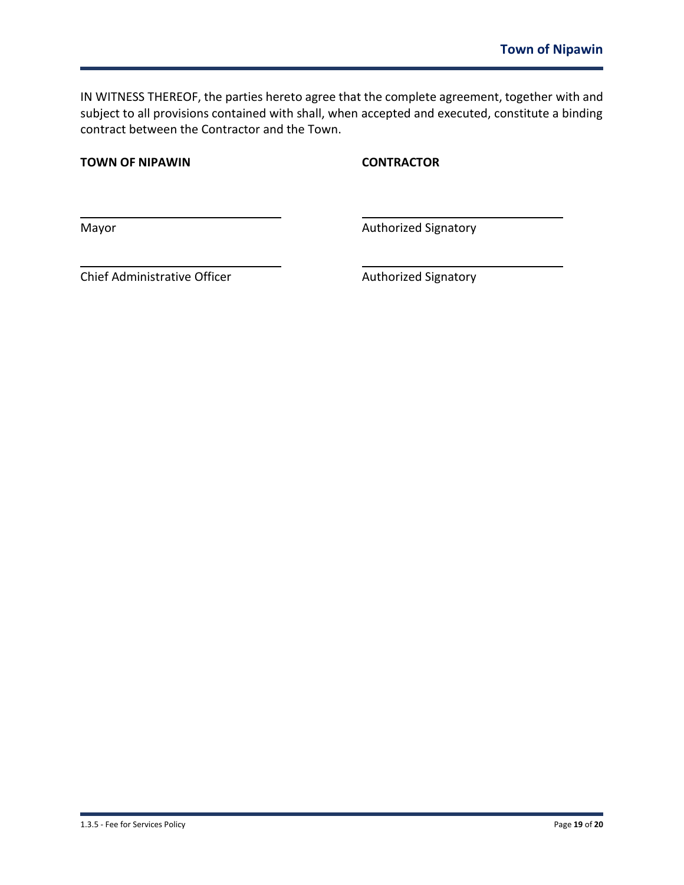IN WITNESS THEREOF, the parties hereto agree that the complete agreement, together with and subject to all provisions contained with shall, when accepted and executed, constitute a binding contract between the Contractor and the Town.

| **TOWN OF NIPAWIN** | **CONTRACTOR** |
|---|---|
| \_\_\_\_\_\_\_\_\_\_\_\_\_\_\_\_\_\_\_\_\_\_\_\_\_\_\_\_ | \_\_\_\_\_\_\_\_\_\_\_\_\_\_\_\_\_\_\_\_\_\_\_\_\_\_\_\_ |
| Mayor | Authorized Signatory |
| \_\_\_\_\_\_\_\_\_\_\_\_\_\_\_\_\_\_\_\_\_\_\_\_\_\_\_\_ | \_\_\_\_\_\_\_\_\_\_\_\_\_\_\_\_\_\_\_\_\_\_\_\_\_\_\_\_ |
| Chief Administrative Officer | Authorized Signatory |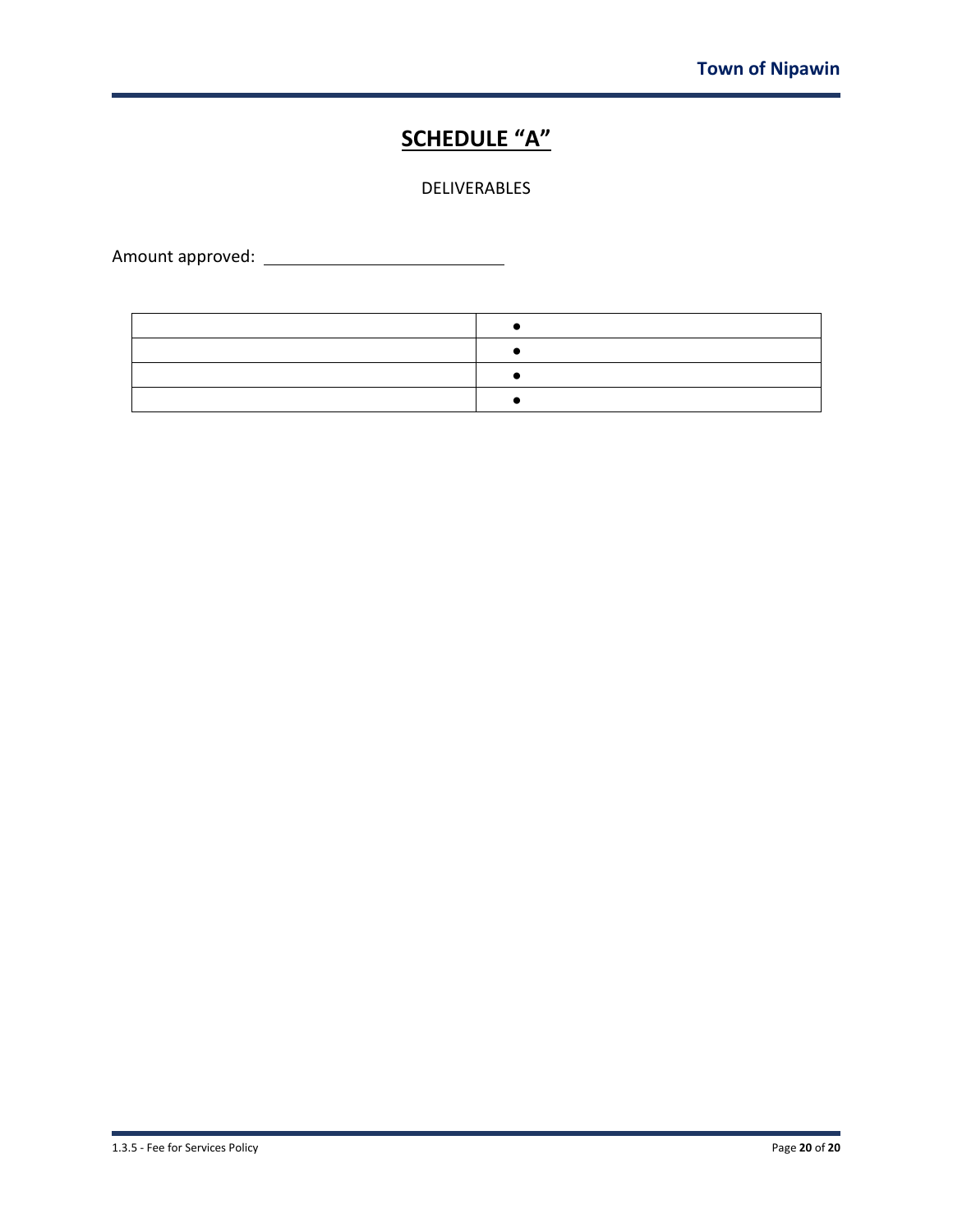# SCHEDULE "A"

DELIVERABLES

Amount approved: ____________________________

| | |
|---|---|
| | • |
| | • |
| | • |
| | • |